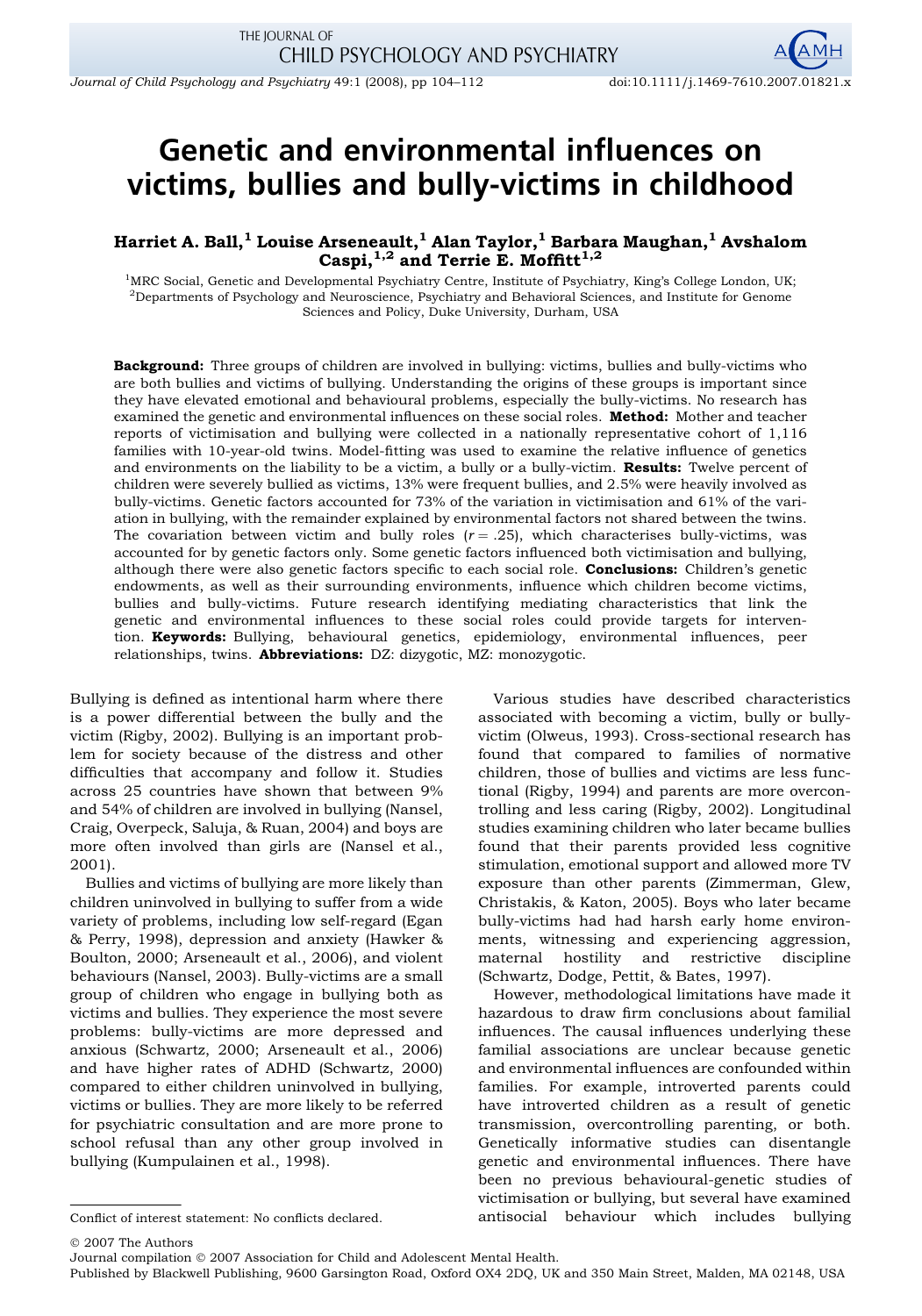# Genetic and environmental influences on victims, bullies and bully-victims in childhood

**Harriet A. Ball,[1] Louise Arseneault,[1] Alan Taylor,[1] Barbara Maughan,[1] Avshalom Caspi,[1,2] and Terrie E. Moffitt[1,2]**

[1]MRC Social, Genetic and Developmental Psychiatry Centre, Institute of Psychiatry, King's College London, UK; [2]Departments of Psychology and Neuroscience, Psychiatry and Behavioral Sciences, and Institute for Genome Sciences and Policy, Duke University, Durham, USA

**Background:** Three groups of children are involved in bullying: victims, bullies and bully-victims who are both bullies and victims of bullying. Understanding the origins of these groups is important since they have elevated emotional and behavioural problems, especially the bully-victims. No research has examined the genetic and environmental influences on these social roles. **Method:** Mother and teacher reports of victimisation and bullying were collected in a nationally representative cohort of 1,116 families with 10-year-old twins. Model-fitting was used to examine the relative influence of genetics and environments on the liability to be a victim, a bully or a bully-victim. **Results:** Twelve percent of children were severely bullied as victims, 13% were frequent bullies, and 2.5% were heavily involved as bully-victims. Genetic factors accounted for 73% of the variation in victimisation and 61% of the variation in bullying, with the remainder explained by environmental factors not shared between the twins. The covariation between victim and bully roles ($r = .25$), which characterises bully-victims, was accounted for by genetic factors only. Some genetic factors influenced both victimisation and bullying, although there were also genetic factors specific to each social role. **Conclusions:** Children's genetic endowments, as well as their surrounding environments, influence which children become victims, bullies and bully-victims. Future research identifying mediating characteristics that link the genetic and environmental influences to these social roles could provide targets for intervention. **Keywords:** Bullying, behavioural genetics, epidemiology, environmental influences, peer relationships, twins. **Abbreviations:** DZ: dizygotic, MZ: monozygotic.

Bullying is defined as intentional harm where there is a power differential between the bully and the victim (Rigby, 2002). Bullying is an important problem for society because of the distress and other difficulties that accompany and follow it. Studies across 25 countries have shown that between 9% and 54% of children are involved in bullying (Nansel, Craig, Overpeck, Saluja, & Ruan, 2004) and boys are more often involved than girls are (Nansel et al., 2001).

Bullies and victims of bullying are more likely than children uninvolved in bullying to suffer from a wide variety of problems, including low self-regard (Egan & Perry, 1998), depression and anxiety (Hawker & Boulton, 2000; Arseneault et al., 2006), and violent behaviours (Nansel, 2003). Bully-victims are a small group of children who engage in bullying both as victims and bullies. They experience the most severe problems: bully-victims are more depressed and anxious (Schwartz, 2000; Arseneault et al., 2006) and have higher rates of ADHD (Schwartz, 2000) compared to either children uninvolved in bullying, victims or bullies. They are more likely to be referred for psychiatric consultation and are more prone to school refusal than any other group involved in bullying (Kumpulainen et al., 1998).

Various studies have described characteristics associated with becoming a victim, bully or bully-victim (Olweus, 1993). Cross-sectional research has found that compared to families of normative children, those of bullies and victims are less functional (Rigby, 1994) and parents are more overcontrolling and less caring (Rigby, 2002). Longitudinal studies examining children who later became bullies found that their parents provided less cognitive stimulation, emotional support and allowed more TV exposure than other parents (Zimmerman, Glew, Christakis, & Katon, 2005). Boys who later became bully-victims had had harsh early home environments, witnessing and experiencing aggression, maternal hostility and restrictive discipline (Schwartz, Dodge, Pettit, & Bates, 1997).

However, methodological limitations have made it hazardous to draw firm conclusions about familial influences. The causal influences underlying these familial associations are unclear because genetic and environmental influences are confounded within families. For example, introverted parents could have introverted children as a result of genetic transmission, overcontrolling parenting, or both. Genetically informative studies can disentangle genetic and environmental influences. There have been no previous behavioural-genetic studies of victimisation or bullying, but several have examined antisocial behaviour which includes bullying

Conflict of interest statement: No conflicts declared.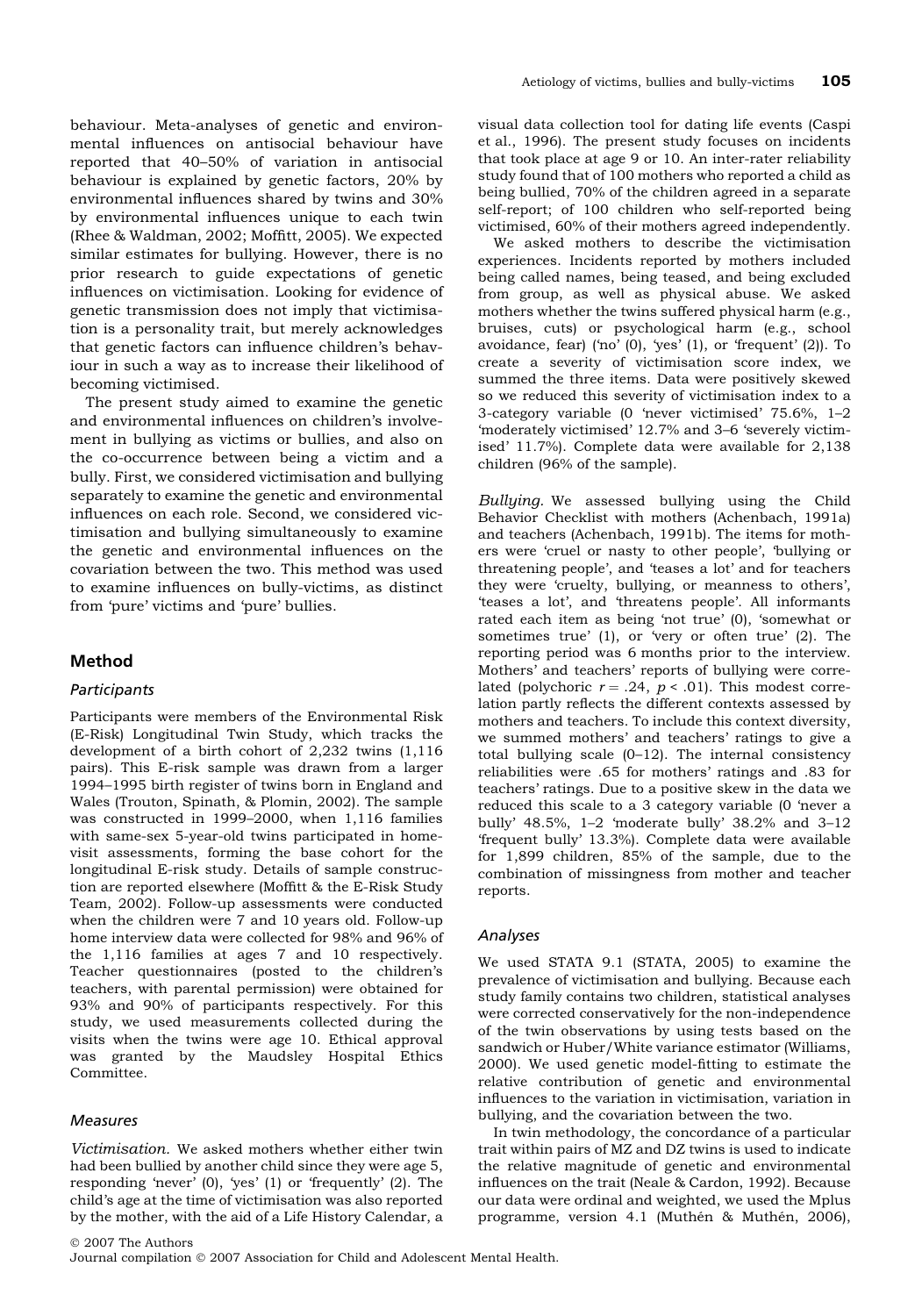behaviour. Meta-analyses of genetic and environmental influences on antisocial behaviour have reported that 40–50% of variation in antisocial behaviour is explained by genetic factors, 20% by environmental influences shared by twins and 30% by environmental influences unique to each twin (Rhee & Waldman, 2002; Moffitt, 2005). We expected similar estimates for bullying. However, there is no prior research to guide expectations of genetic influences on victimisation. Looking for evidence of genetic transmission does not imply that victimisation is a personality trait, but merely acknowledges that genetic factors can influence children's behaviour in such a way as to increase their likelihood of becoming victimised.

The present study aimed to examine the genetic and environmental influences on children's involvement in bullying as victims or bullies, and also on the co-occurrence between being a victim and a bully. First, we considered victimisation and bullying separately to examine the genetic and environmental influences on each role. Second, we considered victimisation and bullying simultaneously to examine the genetic and environmental influences on the covariation between the two. This method was used to examine influences on bully-victims, as distinct from 'pure' victims and 'pure' bullies.

## Method

### Participants

Participants were members of the Environmental Risk (E-Risk) Longitudinal Twin Study, which tracks the development of a birth cohort of 2,232 twins (1,116 pairs). This E-risk sample was drawn from a larger 1994–1995 birth register of twins born in England and Wales (Trouton, Spinath, & Plomin, 2002). The sample was constructed in 1999–2000, when 1,116 families with same-sex 5-year-old twins participated in home-visit assessments, forming the base cohort for the longitudinal E-risk study. Details of sample construction are reported elsewhere (Moffitt & the E-Risk Study Team, 2002). Follow-up assessments were conducted when the children were 7 and 10 years old. Follow-up home interview data were collected for 98% and 96% of the 1,116 families at ages 7 and 10 respectively. Teacher questionnaires (posted to the children's teachers, with parental permission) were obtained for 93% and 90% of participants respectively. For this study, we used measurements collected during the visits when the twins were age 10. Ethical approval was granted by the Maudsley Hospital Ethics Committee.

### Measures

*Victimisation.* We asked mothers whether either twin had been bullied by another child since they were age 5, responding 'never' (0), 'yes' (1) or 'frequently' (2). The child's age at the time of victimisation was also reported by the mother, with the aid of a Life History Calendar, a visual data collection tool for dating life events (Caspi et al., 1996). The present study focuses on incidents that took place at age 9 or 10. An inter-rater reliability study found that of 100 mothers who reported a child as being bullied, 70% of the children agreed in a separate self-report; of 100 children who self-reported being victimised, 60% of their mothers agreed independently.

We asked mothers to describe the victimisation experiences. Incidents reported by mothers included being called names, being teased, and being excluded from group, as well as physical abuse. We asked mothers whether the twins suffered physical harm (e.g., bruises, cuts) or psychological harm (e.g., school avoidance, fear) ('no' (0), 'yes' (1), or 'frequent' (2)). To create a severity of victimisation score index, we summed the three items. Data were positively skewed so we reduced this severity of victimisation index to a 3-category variable (0 'never victimised' 75.6%, 1–2 'moderately victimised' 12.7% and 3–6 'severely victimised' 11.7%). Complete data were available for 2,138 children (96% of the sample).

*Bullying.* We assessed bullying using the Child Behavior Checklist with mothers (Achenbach, 1991a) and teachers (Achenbach, 1991b). The items for mothers were 'cruel or nasty to other people', 'bullying or threatening people', and 'teases a lot' and for teachers they were 'cruelty, bullying, or meanness to others', 'teases a lot', and 'threatens people'. All informants rated each item as being 'not true' (0), 'somewhat or sometimes true' (1), or 'very or often true' (2). The reporting period was 6 months prior to the interview. Mothers' and teachers' reports of bullying were correlated (polychoric $r = .24$, $p < .01$). This modest correlation partly reflects the different contexts assessed by mothers and teachers. To include this context diversity, we summed mothers' and teachers' ratings to give a total bullying scale (0–12). The internal consistency reliabilities were .65 for mothers' ratings and .83 for teachers' ratings. Due to a positive skew in the data we reduced this scale to a 3 category variable (0 'never a bully' 48.5%, 1–2 'moderate bully' 38.2% and 3–12 'frequent bully' 13.3%). Complete data were available for 1,899 children, 85% of the sample, due to the combination of missingness from mother and teacher reports.

### Analyses

We used STATA 9.1 (STATA, 2005) to examine the prevalence of victimisation and bullying. Because each study family contains two children, statistical analyses were corrected conservatively for the non-independence of the twin observations by using tests based on the sandwich or Huber/White variance estimator (Williams, 2000). We used genetic model-fitting to estimate the relative contribution of genetic and environmental influences to the variation in victimisation, variation in bullying, and the covariation between the two.

In twin methodology, the concordance of a particular trait within pairs of MZ and DZ twins is used to indicate the relative magnitude of genetic and environmental influences on the trait (Neale & Cardon, 1992). Because our data were ordinal and weighted, we used the Mplus programme, version 4.1 (Muthén & Muthén, 2006),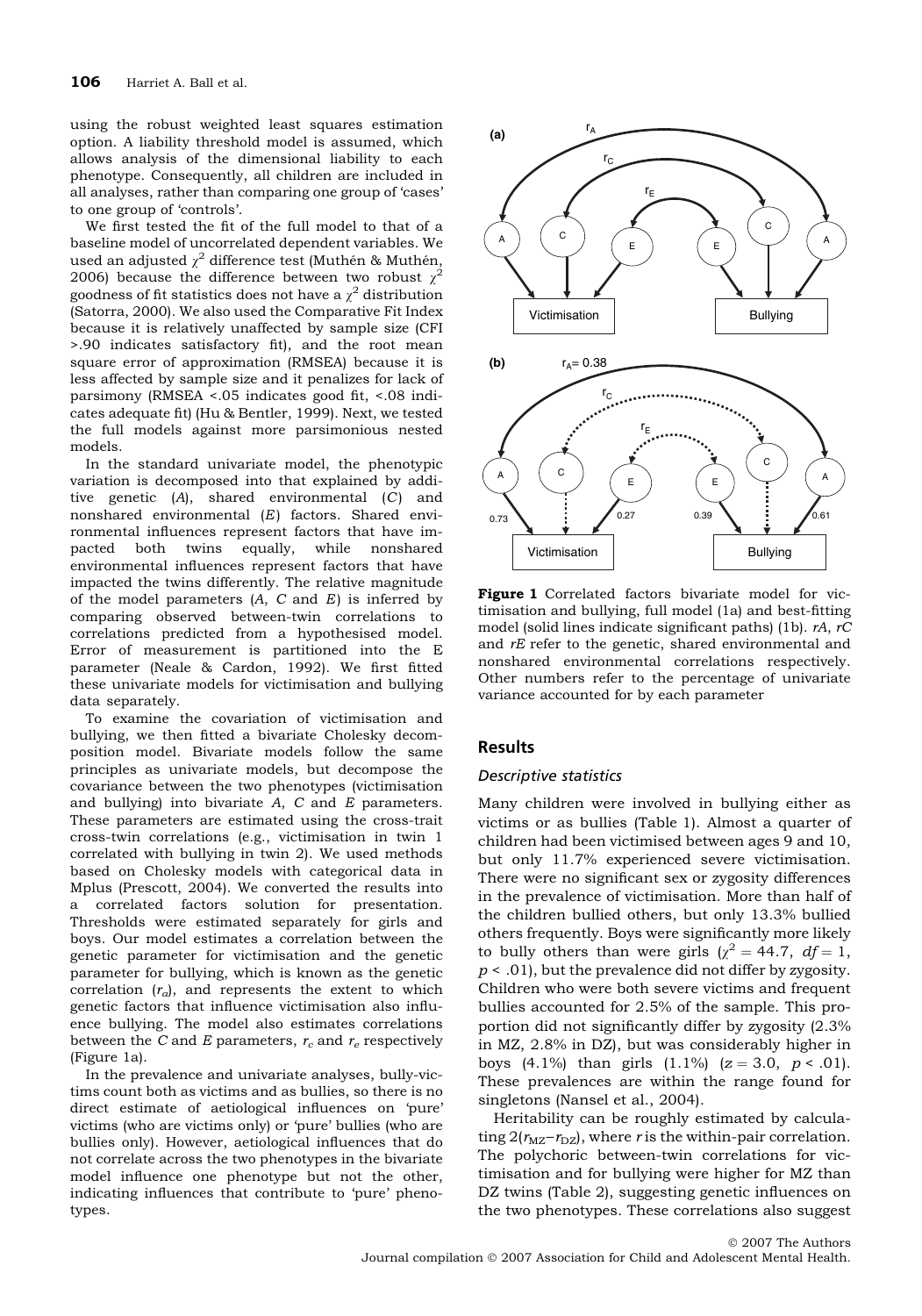using the robust weighted least squares estimation option. A liability threshold model is assumed, which allows analysis of the dimensional liability to each phenotype. Consequently, all children are included in all analyses, rather than comparing one group of 'cases' to one group of 'controls'.

We first tested the fit of the full model to that of a baseline model of uncorrelated dependent variables. We used an adjusted $\chi^2$ difference test (Muthén & Muthén, 2006) because the difference between two robust $\chi^2$ goodness of fit statistics does not have a $\chi^2$ distribution (Satorra, 2000). We also used the Comparative Fit Index because it is relatively unaffected by sample size (CFI >.90 indicates satisfactory fit), and the root mean square error of approximation (RMSEA) because it is less affected by sample size and it penalizes for lack of parsimony (RMSEA <.05 indicates good fit, <.08 indicates adequate fit) (Hu & Bentler, 1999). Next, we tested the full models against more parsimonious nested models.

In the standard univariate model, the phenotypic variation is decomposed into that explained by additive genetic (*A*), shared environmental (*C*) and nonshared environmental (*E*) factors. Shared environmental influences represent factors that have impacted both twins equally, while nonshared environmental influences represent factors that have impacted the twins differently. The relative magnitude of the model parameters (*A*, *C* and *E*) is inferred by comparing observed between-twin correlations to correlations predicted from a hypothesised model. Error of measurement is partitioned into the E parameter (Neale & Cardon, 1992). We first fitted these univariate models for victimisation and bullying data separately.

To examine the covariation of victimisation and bullying, we then fitted a bivariate Cholesky decomposition model. Bivariate models follow the same principles as univariate models, but decompose the covariance between the two phenotypes (victimisation and bullying) into bivariate *A*, *C* and *E* parameters. These parameters are estimated using the cross-trait cross-twin correlations (e.g., victimisation in twin 1 correlated with bullying in twin 2). We used methods based on Cholesky models with categorical data in Mplus (Prescott, 2004). We converted the results into a correlated factors solution for presentation. Thresholds were estimated separately for girls and boys. Our model estimates a correlation between the genetic parameter for victimisation and the genetic parameter for bullying, which is known as the genetic correlation ($r_a$), and represents the extent to which genetic factors that influence victimisation also influence bullying. The model also estimates correlations between the *C* and *E* parameters, $r_c$ and $r_e$ respectively (Figure 1a).

In the prevalence and univariate analyses, bully-victims count both as victims and as bullies, so there is no direct estimate of aetiological influences on 'pure' victims (who are victims only) or 'pure' bullies (who are bullies only). However, aetiological influences that do not correlate across the two phenotypes in the bivariate model influence one phenotype but not the other, indicating influences that contribute to 'pure' phenotypes.

**Figure 1** Correlated factors bivariate model for victimisation and bullying, full model (1a) and best-fitting model (solid lines indicate significant paths) (1b). *rA*, *rC* and *rE* refer to the genetic, shared environmental and nonshared environmental correlations respectively. Other numbers refer to the percentage of univariate variance accounted for by each parameter

## Results

### Descriptive statistics

Many children were involved in bullying either as victims or as bullies (Table 1). Almost a quarter of children had been victimised between ages 9 and 10, but only 11.7% experienced severe victimisation. There were no significant sex or zygosity differences in the prevalence of victimisation. More than half of the children bullied others, but only 13.3% bullied others frequently. Boys were significantly more likely to bully others than were girls ($\chi^2 = 44.7$, $df = 1$, $p < .01$), but the prevalence did not differ by zygosity. Children who were both severe victims and frequent bullies accounted for 2.5% of the sample. This proportion did not significantly differ by zygosity (2.3% in MZ, 2.8% in DZ), but was considerably higher in boys (4.1%) than girls (1.1%) ($z = 3.0$, $p < .01$). These prevalences are within the range found for singletons (Nansel et al., 2004).

Heritability can be roughly estimated by calculating $2(r_{MZ}-r_{DZ})$, where *r* is the within-pair correlation. The polychoric between-twin correlations for victimisation and for bullying were higher for MZ than DZ twins (Table 2), suggesting genetic influences on the two phenotypes. These correlations also suggest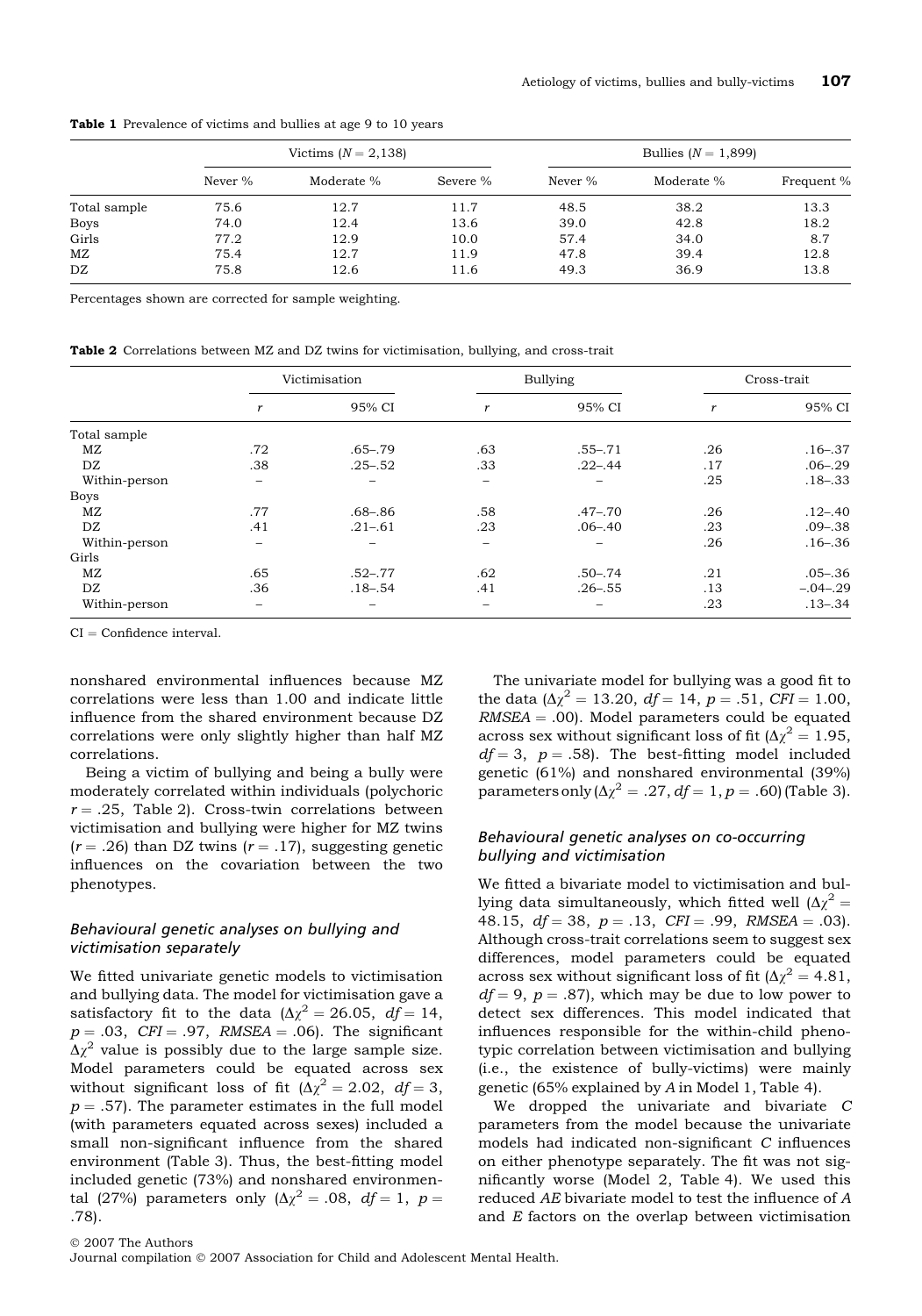**Table 1** Prevalence of victims and bullies at age 9 to 10 years

| | Victims ($N$ = 2,138) | | | Bullies ($N$ = 1,899) | | |
|---|---|---|---|---|---|---|
| | Never % | Moderate % | Severe % | Never % | Moderate % | Frequent % |
| Total sample | 75.6 | 12.7 | 11.7 | 48.5 | 38.2 | 13.3 |
| Boys | 74.0 | 12.4 | 13.6 | 39.0 | 42.8 | 18.2 |
| Girls | 77.2 | 12.9 | 10.0 | 57.4 | 34.0 | 8.7 |
| MZ | 75.4 | 12.7 | 11.9 | 47.8 | 39.4 | 12.8 |
| DZ | 75.8 | 12.6 | 11.6 | 49.3 | 36.9 | 13.8 |

Percentages shown are corrected for sample weighting.

**Table 2** Correlations between MZ and DZ twins for victimisation, bullying, and cross-trait

| | Victimisation | | Bullying | | Cross-trait | |
|---|---|---|---|---|---|---|
| | $r$ | 95% CI | $r$ | 95% CI | $r$ | 95% CI |
| Total sample | | | | | | |
| MZ | .72 | .65–.79 | .63 | .55–.71 | .26 | .16–.37 |
| DZ | .38 | .25–.52 | .33 | .22–.44 | .17 | .06–.29 |
| Within-person | – | – | – | – | .25 | .18–.33 |
| Boys | | | | | | |
| MZ | .77 | .68–.86 | .58 | .47–.70 | .26 | .12–.40 |
| DZ | .41 | .21–.61 | .23 | .06–.40 | .23 | .09–.38 |
| Within-person | – | – | – | – | .26 | .16–.36 |
| Girls | | | | | | |
| MZ | .65 | .52–.77 | .62 | .50–.74 | .21 | .05–.36 |
| DZ | .36 | .18–.54 | .41 | .26–.55 | .13 | −.04–.29 |
| Within-person | – | – | – | – | .23 | .13–.34 |

CI = Confidence interval.

nonshared environmental influences because MZ correlations were less than 1.00 and indicate little influence from the shared environment because DZ correlations were only slightly higher than half MZ correlations.

Being a victim of bullying and being a bully were moderately correlated within individuals (polychoric $r = .25$, Table 2). Cross-twin correlations between victimisation and bullying were higher for MZ twins ($r = .26$) than DZ twins ($r = .17$), suggesting genetic influences on the covariation between the two phenotypes.

### *Behavioural genetic analyses on bullying and victimisation separately*

We fitted univariate genetic models to victimisation and bullying data. The model for victimisation gave a satisfactory fit to the data ($\Delta\chi^2 = 26.05$, $df = 14$, $p = .03$, $CFI = .97$, $RMSEA = .06$). The significant $\Delta\chi^2$ value is possibly due to the large sample size. Model parameters could be equated across sex without significant loss of fit ($\Delta\chi^2 = 2.02$, $df = 3$, $p = .57$). The parameter estimates in the full model (with parameters equated across sexes) included a small non-significant influence from the shared environment (Table 3). Thus, the best-fitting model included genetic (73%) and nonshared environmental (27%) parameters only ($\Delta\chi^2 = .08$, $df = 1$, $p = .78$).

The univariate model for bullying was a good fit to the data ($\Delta\chi^2 = 13.20$, $df = 14$, $p = .51$, $CFI = 1.00$, $RMSEA = .00$). Model parameters could be equated across sex without significant loss of fit ($\Delta\chi^2 = 1.95$, $df = 3$, $p = .58$). The best-fitting model included genetic (61%) and nonshared environmental (39%) parameters only ($\Delta\chi^2 = .27$, $df = 1$, $p = .60$) (Table 3).

### *Behavioural genetic analyses on co-occurring bullying and victimisation*

We fitted a bivariate model to victimisation and bullying data simultaneously, which fitted well ($\Delta\chi^2 = 48.15$, $df = 38$, $p = .13$, $CFI = .99$, $RMSEA = .03$). Although cross-trait correlations seem to suggest sex differences, model parameters could be equated across sex without significant loss of fit ($\Delta\chi^2 = 4.81$, $df = 9$, $p = .87$), which may be due to low power to detect sex differences. This model indicated that influences responsible for the within-child phenotypic correlation between victimisation and bullying (i.e., the existence of bully-victims) were mainly genetic (65% explained by *A* in Model 1, Table 4).

We dropped the univariate and bivariate *C* parameters from the model because the univariate models had indicated non-significant *C* influences on either phenotype separately. The fit was not significantly worse (Model 2, Table 4). We used this reduced *AE* bivariate model to test the influence of *A* and *E* factors on the overlap between victimisation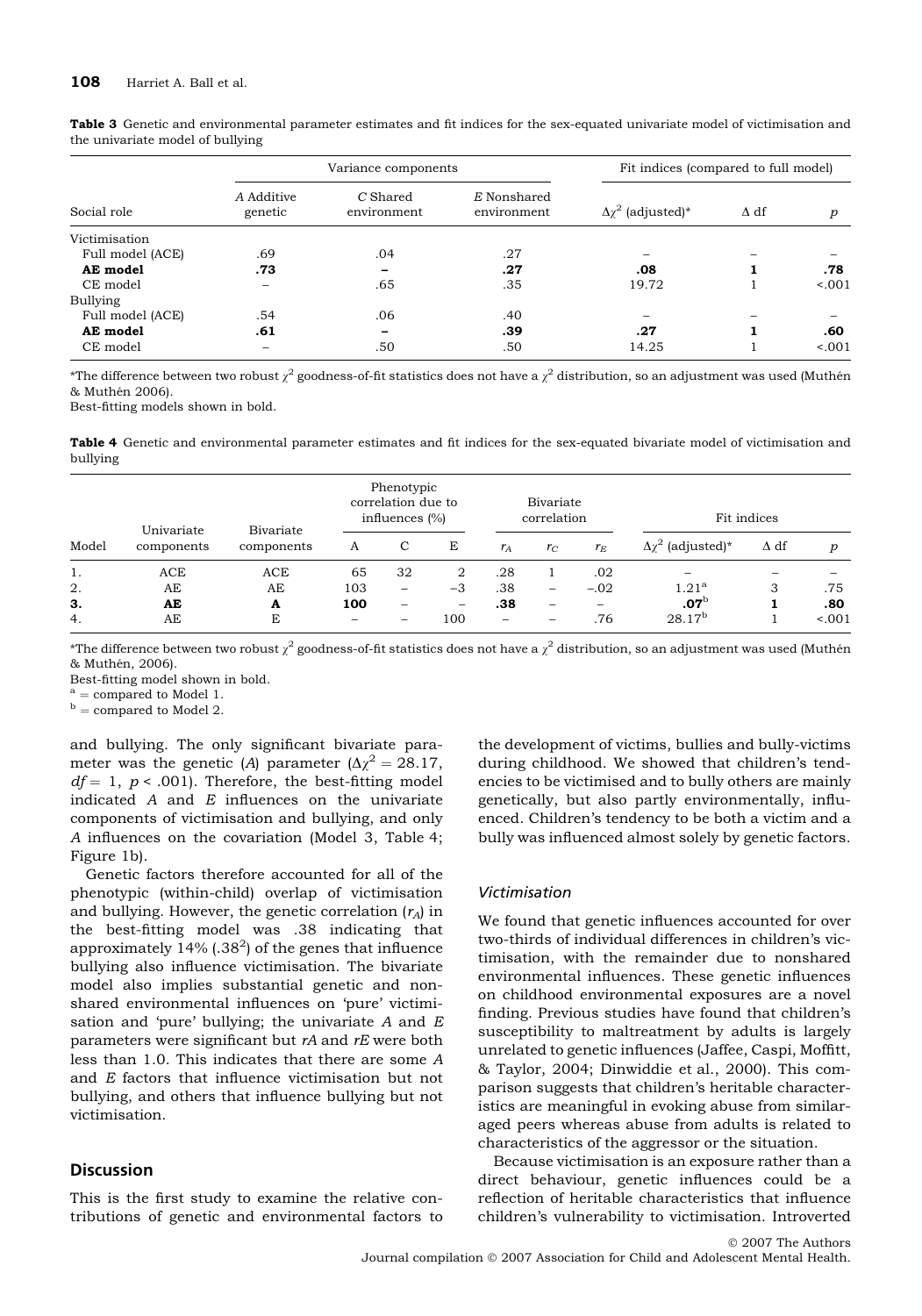**Table 3** Genetic and environmental parameter estimates and fit indices for the sex-equated univariate model of victimisation and the univariate model of bullying

| | Variance components | | | Fit indices (compared to full model) | | |
|---|---|---|---|---|---|---|
| Social role | *A* Additive genetic | *C* Shared environment | *E* Nonshared environment | $\Delta\chi^2$ (adjusted)* | $\Delta$ df | *p* |
| Victimisation | | | | | | |
| Full model (ACE) | .69 | .04 | .27 | – | – | – |
| **AE model** | **.73** | **–** | **.27** | **.08** | **1** | **.78** |
| CE model | – | .65 | .35 | 19.72 | 1 | <.001 |
| Bullying | | | | | | |
| Full model (ACE) | .54 | .06 | .40 | – | – | – |
| **AE model** | **.61** | **–** | **.39** | **.27** | **1** | **.60** |
| CE model | – | .50 | .50 | 14.25 | 1 | <.001 |

*The difference between two robust $\chi^2$ goodness-of-fit statistics does not have a $\chi^2$ distribution, so an adjustment was used (Muthén & Muthén 2006).
Best-fitting models shown in bold.

**Table 4** Genetic and environmental parameter estimates and fit indices for the sex-equated bivariate model of victimisation and bullying

| | | | Phenotypic correlation due to influences (%) | | | Bivariate correlation | | | Fit indices | | |
|---|---|---|---|---|---|---|---|---|---|---|---|
| Model | Univariate components | Bivariate components | A | C | E | $r_A$ | $r_C$ | $r_E$ | $\Delta\chi^2$ (adjusted)* | $\Delta$ df | *p* |
| 1. | ACE | ACE | 65 | 32 | 2 | .28 | 1 | .02 | – | – | – |
| 2. | AE | AE | 103 | – | −3 | .38 | – | −.02 | 1.21[a] | 3 | .75 |
| **3.** | **AE** | **A** | **100** | – | – | **.38** | – | – | **.07**[b] | **1** | **.80** |
| 4. | AE | E | – | – | 100 | – | – | .76 | 28.17[b] | 1 | <.001 |

*The difference between two robust $\chi^2$ goodness-of-fit statistics does not have a $\chi^2$ distribution, so an adjustment was used (Muthén & Muthén, 2006).
Best-fitting model shown in bold.
[a] = compared to Model 1.
[b] = compared to Model 2.

and bullying. The only significant bivariate parameter was the genetic (*A*) parameter ($\Delta\chi^2 = 28.17$, $df = 1$, $p < .001$). Therefore, the best-fitting model indicated *A* and *E* influences on the univariate components of victimisation and bullying, and only *A* influences on the covariation (Model 3, Table 4; Figure 1b).

Genetic factors therefore accounted for all of the phenotypic (within-child) overlap of victimisation and bullying. However, the genetic correlation ($r_A$) in the best-fitting model was .38 indicating that approximately 14% ($.38^2$) of the genes that influence bullying also influence victimisation. The bivariate model also implies substantial genetic and nonshared environmental influences on 'pure' victimisation and 'pure' bullying; the univariate *A* and *E* parameters were significant but $rA$ and $rE$ were both less than 1.0. This indicates that there are some *A* and *E* factors that influence victimisation but not bullying, and others that influence bullying but not victimisation.

## Discussion

This is the first study to examine the relative contributions of genetic and environmental factors to the development of victims, bullies and bully-victims during childhood. We showed that children's tendencies to be victimised and to bully others are mainly genetically, but also partly environmentally, influenced. Children's tendency to be both a victim and a bully was influenced almost solely by genetic factors.

### Victimisation

We found that genetic influences accounted for over two-thirds of individual differences in children's victimisation, with the remainder due to nonshared environmental influences. These genetic influences on childhood environmental exposures are a novel finding. Previous studies have found that children's susceptibility to maltreatment by adults is largely unrelated to genetic influences (Jaffee, Caspi, Moffitt, & Taylor, 2004; Dinwiddie et al., 2000). This comparison suggests that children's heritable characteristics are meaningful in evoking abuse from similar-aged peers whereas abuse from adults is related to characteristics of the aggressor or the situation.

Because victimisation is an exposure rather than a direct behaviour, genetic influences could be a reflection of heritable characteristics that influence children's vulnerability to victimisation. Introverted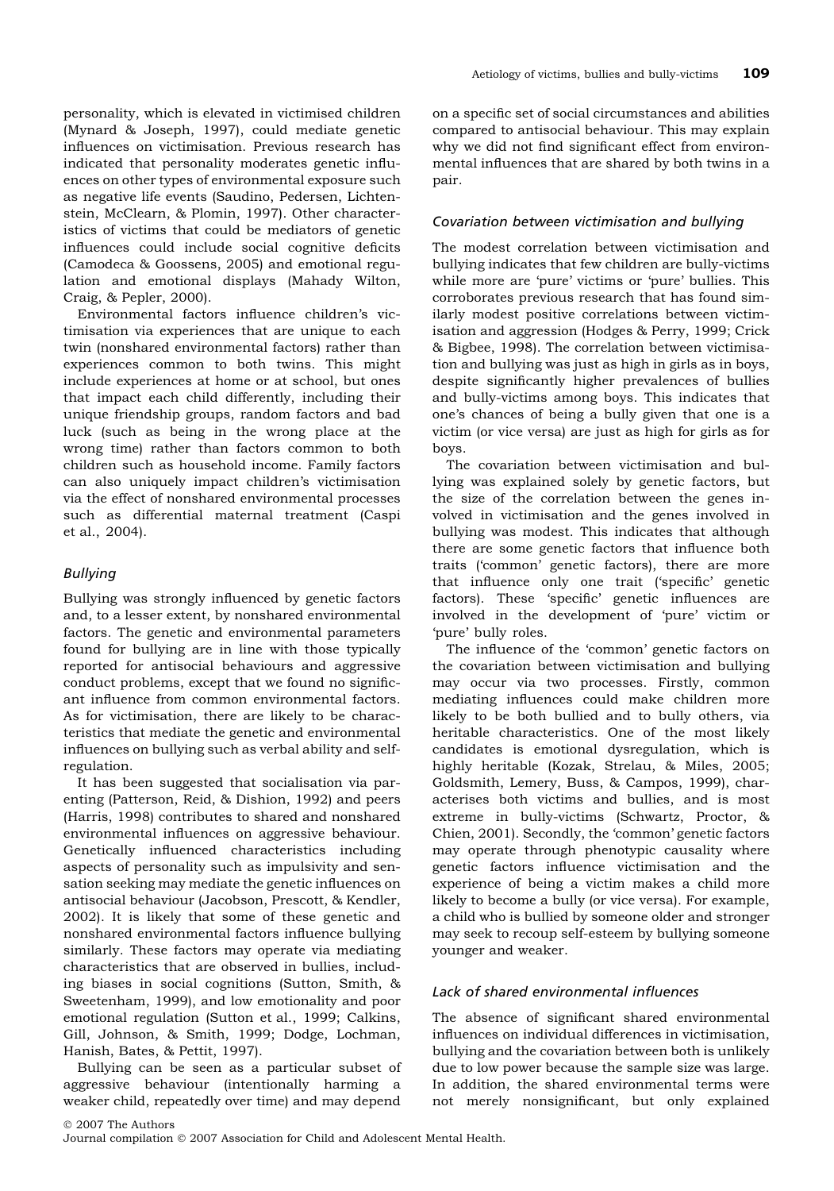personality, which is elevated in victimised children (Mynard & Joseph, 1997), could mediate genetic influences on victimisation. Previous research has indicated that personality moderates genetic influences on other types of environmental exposure such as negative life events (Saudino, Pedersen, Lichtenstein, McClearn, & Plomin, 1997). Other characteristics of victims that could be mediators of genetic influences could include social cognitive deficits (Camodeca & Goossens, 2005) and emotional regulation and emotional displays (Mahady Wilton, Craig, & Pepler, 2000).

Environmental factors influence children's victimisation via experiences that are unique to each twin (nonshared environmental factors) rather than experiences common to both twins. This might include experiences at home or at school, but ones that impact each child differently, including their unique friendship groups, random factors and bad luck (such as being in the wrong place at the wrong time) rather than factors common to both children such as household income. Family factors can also uniquely impact children's victimisation via the effect of nonshared environmental processes such as differential maternal treatment (Caspi et al., 2004).

### *Bullying*

Bullying was strongly influenced by genetic factors and, to a lesser extent, by nonshared environmental factors. The genetic and environmental parameters found for bullying are in line with those typically reported for antisocial behaviours and aggressive conduct problems, except that we found no significant influence from common environmental factors. As for victimisation, there are likely to be characteristics that mediate the genetic and environmental influences on bullying such as verbal ability and self-regulation.

It has been suggested that socialisation via parenting (Patterson, Reid, & Dishion, 1992) and peers (Harris, 1998) contributes to shared and nonshared environmental influences on aggressive behaviour. Genetically influenced characteristics including aspects of personality such as impulsivity and sensation seeking may mediate the genetic influences on antisocial behaviour (Jacobson, Prescott, & Kendler, 2002). It is likely that some of these genetic and nonshared environmental factors influence bullying similarly. These factors may operate via mediating characteristics that are observed in bullies, including biases in social cognitions (Sutton, Smith, & Sweetenham, 1999), and low emotionality and poor emotional regulation (Sutton et al., 1999; Calkins, Gill, Johnson, & Smith, 1999; Dodge, Lochman, Hanish, Bates, & Pettit, 1997).

Bullying can be seen as a particular subset of aggressive behaviour (intentionally harming a weaker child, repeatedly over time) and may depend on a specific set of social circumstances and abilities compared to antisocial behaviour. This may explain why we did not find significant effect from environmental influences that are shared by both twins in a pair.

### *Covariation between victimisation and bullying*

The modest correlation between victimisation and bullying indicates that few children are bully-victims while more are 'pure' victims or 'pure' bullies. This corroborates previous research that has found similarly modest positive correlations between victimisation and aggression (Hodges & Perry, 1999; Crick & Bigbee, 1998). The correlation between victimisation and bullying was just as high in girls as in boys, despite significantly higher prevalences of bullies and bully-victims among boys. This indicates that one's chances of being a bully given that one is a victim (or vice versa) are just as high for girls as for boys.

The covariation between victimisation and bullying was explained solely by genetic factors, but the size of the correlation between the genes involved in victimisation and the genes involved in bullying was modest. This indicates that although there are some genetic factors that influence both traits ('common' genetic factors), there are more that influence only one trait ('specific' genetic factors). These 'specific' genetic influences are involved in the development of 'pure' victim or 'pure' bully roles.

The influence of the 'common' genetic factors on the covariation between victimisation and bullying may occur via two processes. Firstly, common mediating influences could make children more likely to be both bullied and to bully others, via heritable characteristics. One of the most likely candidates is emotional dysregulation, which is highly heritable (Kozak, Strelau, & Miles, 2005; Goldsmith, Lemery, Buss, & Campos, 1999), characterises both victims and bullies, and is most extreme in bully-victims (Schwartz, Proctor, & Chien, 2001). Secondly, the 'common' genetic factors may operate through phenotypic causality where genetic factors influence victimisation and the experience of being a victim makes a child more likely to become a bully (or vice versa). For example, a child who is bullied by someone older and stronger may seek to recoup self-esteem by bullying someone younger and weaker.

### *Lack of shared environmental influences*

The absence of significant shared environmental influences on individual differences in victimisation, bullying and the covariation between both is unlikely due to low power because the sample size was large. In addition, the shared environmental terms were not merely nonsignificant, but only explained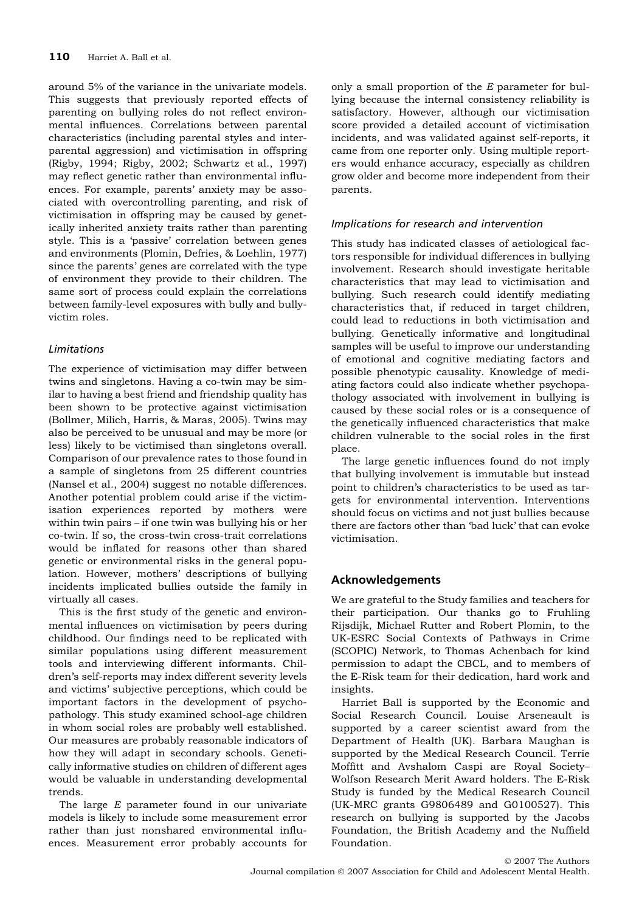around 5% of the variance in the univariate models. This suggests that previously reported effects of parenting on bullying roles do not reflect environmental influences. Correlations between parental characteristics (including parental styles and inter-parental aggression) and victimisation in offspring (Rigby, 1994; Rigby, 2002; Schwartz et al., 1997) may reflect genetic rather than environmental influences. For example, parents' anxiety may be associated with overcontrolling parenting, and risk of victimisation in offspring may be caused by genetically inherited anxiety traits rather than parenting style. This is a 'passive' correlation between genes and environments (Plomin, Defries, & Loehlin, 1977) since the parents' genes are correlated with the type of environment they provide to their children. The same sort of process could explain the correlations between family-level exposures with bully and bully-victim roles.

### *Limitations*

The experience of victimisation may differ between twins and singletons. Having a co-twin may be similar to having a best friend and friendship quality has been shown to be protective against victimisation (Bollmer, Milich, Harris, & Maras, 2005). Twins may also be perceived to be unusual and may be more (or less) likely to be victimised than singletons overall. Comparison of our prevalence rates to those found in a sample of singletons from 25 different countries (Nansel et al., 2004) suggest no notable differences. Another potential problem could arise if the victimisation experiences reported by mothers were within twin pairs – if one twin was bullying his or her co-twin. If so, the cross-twin cross-trait correlations would be inflated for reasons other than shared genetic or environmental risks in the general population. However, mothers' descriptions of bullying incidents implicated bullies outside the family in virtually all cases.

This is the first study of the genetic and environmental influences on victimisation by peers during childhood. Our findings need to be replicated with similar populations using different measurement tools and interviewing different informants. Children's self-reports may index different severity levels and victims' subjective perceptions, which could be important factors in the development of psychopathology. This study examined school-age children in whom social roles are probably well established. Our measures are probably reasonable indicators of how they will adapt in secondary schools. Genetically informative studies on children of different ages would be valuable in understanding developmental trends.

The large *E* parameter found in our univariate models is likely to include some measurement error rather than just nonshared environmental influences. Measurement error probably accounts for only a small proportion of the *E* parameter for bullying because the internal consistency reliability is satisfactory. However, although our victimisation score provided a detailed account of victimisation incidents, and was validated against self-reports, it came from one reporter only. Using multiple reporters would enhance accuracy, especially as children grow older and become more independent from their parents.

### *Implications for research and intervention*

This study has indicated classes of aetiological factors responsible for individual differences in bullying involvement. Research should investigate heritable characteristics that may lead to victimisation and bullying. Such research could identify mediating characteristics that, if reduced in target children, could lead to reductions in both victimisation and bullying. Genetically informative and longitudinal samples will be useful to improve our understanding of emotional and cognitive mediating factors and possible phenotypic causality. Knowledge of mediating factors could also indicate whether psychopathology associated with involvement in bullying is caused by these social roles or is a consequence of the genetically influenced characteristics that make children vulnerable to the social roles in the first place.

The large genetic influences found do not imply that bullying involvement is immutable but instead point to children's characteristics to be used as targets for environmental intervention. Interventions should focus on victims and not just bullies because there are factors other than 'bad luck' that can evoke victimisation.

## Acknowledgements

We are grateful to the Study families and teachers for their participation. Our thanks go to Fruhling Rijsdijk, Michael Rutter and Robert Plomin, to the UK-ESRC Social Contexts of Pathways in Crime (SCOPIC) Network, to Thomas Achenbach for kind permission to adapt the CBCL, and to members of the E-Risk team for their dedication, hard work and insights.

Harriet Ball is supported by the Economic and Social Research Council. Louise Arseneault is supported by a career scientist award from the Department of Health (UK). Barbara Maughan is supported by the Medical Research Council. Terrie Moffitt and Avshalom Caspi are Royal Society–Wolfson Research Merit Award holders. The E-Risk Study is funded by the Medical Research Council (UK-MRC grants G9806489 and G0100527). This research on bullying is supported by the Jacobs Foundation, the British Academy and the Nuffield Foundation.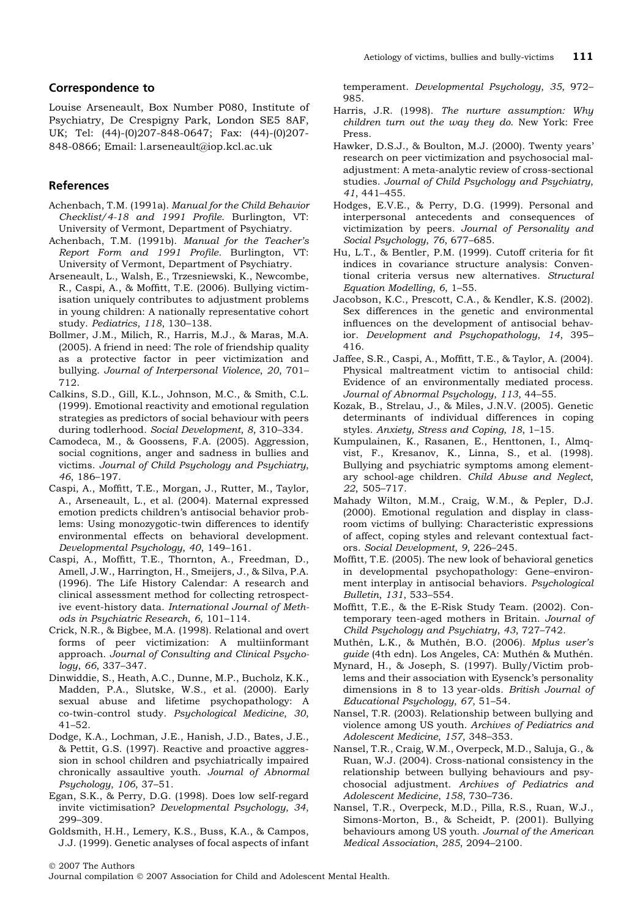## Correspondence to

Louise Arseneault, Box Number P080, Institute of Psychiatry, De Crespigny Park, London SE5 8AF, UK; Tel: (44)-(0)207-848-0647; Fax: (44)-(0)207-848-0866; Email: l.arseneault@iop.kcl.ac.uk

## References

Achenbach, T.M. (1991a). *Manual for the Child Behavior Checklist/4-18 and 1991 Profile*. Burlington, VT: University of Vermont, Department of Psychiatry.

Achenbach, T.M. (1991b). *Manual for the Teacher's Report Form and 1991 Profile*. Burlington, VT: University of Vermont, Department of Psychiatry.

Arseneault, L., Walsh, E., Trzesniewski, K., Newcombe, R., Caspi, A., & Moffitt, T.E. (2006). Bullying victimisation uniquely contributes to adjustment problems in young children: A nationally representative cohort study. *Pediatrics*, *118*, 130–138.

Bollmer, J.M., Milich, R., Harris, M.J., & Maras, M.A. (2005). A friend in need: The role of friendship quality as a protective factor in peer victimization and bullying. *Journal of Interpersonal Violence*, *20*, 701–712.

Calkins, S.D., Gill, K.L., Johnson, M.C., & Smith, C.L. (1999). Emotional reactivity and emotional regulation strategies as predictors of social behaviour with peers during toddlerhood. *Social Development*, *8*, 310–334.

Camodeca, M., & Goossens, F.A. (2005). Aggression, social cognitions, anger and sadness in bullies and victims. *Journal of Child Psychology and Psychiatry*, *46*, 186–197.

Caspi, A., Moffitt, T.E., Morgan, J., Rutter, M., Taylor, A., Arseneault, L., et al. (2004). Maternal expressed emotion predicts children's antisocial behavior problems: Using monozygotic-twin differences to identify environmental effects on behavioral development. *Developmental Psychology*, *40*, 149–161.

Caspi, A., Moffitt, T.E., Thornton, A., Freedman, D., Amell, J.W., Harrington, H., Smeijers, J., & Silva, P.A. (1996). The Life History Calendar: A research and clinical assessment method for collecting retrospective event-history data. *International Journal of Methods in Psychiatric Research*, *6*, 101–114.

Crick, N.R., & Bigbee, M.A. (1998). Relational and overt forms of peer victimization: A multiinformant approach. *Journal of Consulting and Clinical Psychology*, *66*, 337–347.

Dinwiddie, S., Heath, A.C., Dunne, M.P., Bucholz, K.K., Madden, P.A., Slutske, W.S., et al. (2000). Early sexual abuse and lifetime psychopathology: A co-twin-control study. *Psychological Medicine*, *30*, 41–52.

Dodge, K.A., Lochman, J.E., Hanish, J.D., Bates, J.E., & Pettit, G.S. (1997). Reactive and proactive aggression in school children and psychiatrically impaired chronically assaultive youth. *Journal of Abnormal Psychology*, *106*, 37–51.

Egan, S.K., & Perry, D.G. (1998). Does low self-regard invite victimisation? *Developmental Psychology*, *34*, 299–309.

Goldsmith, H.H., Lemery, K.S., Buss, K.A., & Campos, J.J. (1999). Genetic analyses of focal aspects of infant temperament. *Developmental Psychology*, *35*, 972–985.

Harris, J.R. (1998). *The nurture assumption: Why children turn out the way they do*. New York: Free Press.

Hawker, D.S.J., & Boulton, M.J. (2000). Twenty years' research on peer victimization and psychosocial maladjustment: A meta-analytic review of cross-sectional studies. *Journal of Child Psychology and Psychiatry*, *41*, 441–455.

Hodges, E.V.E., & Perry, D.G. (1999). Personal and interpersonal antecedents and consequences of victimization by peers. *Journal of Personality and Social Psychology*, *76*, 677–685.

Hu, L.T., & Bentler, P.M. (1999). Cutoff criteria for fit indices in covariance structure analysis: Conventional criteria versus new alternatives. *Structural Equation Modelling*, *6*, 1–55.

Jacobson, K.C., Prescott, C.A., & Kendler, K.S. (2002). Sex differences in the genetic and environmental influences on the development of antisocial behavior. *Development and Psychopathology*, *14*, 395–416.

Jaffee, S.R., Caspi, A., Moffitt, T.E., & Taylor, A. (2004). Physical maltreatment victim to antisocial child: Evidence of an environmentally mediated process. *Journal of Abnormal Psychology*, *113*, 44–55.

Kozak, B., Strelau, J., & Miles, J.N.V. (2005). Genetic determinants of individual differences in coping styles. *Anxiety, Stress and Coping*, *18*, 1–15.

Kumpulainen, K., Rasanen, E., Henttonen, I., Almqvist, F., Kresanov, K., Linna, S., et al. (1998). Bullying and psychiatric symptoms among elementary school-age children. *Child Abuse and Neglect*, *22*, 505–717.

Mahady Wilton, M.M., Craig, W.M., & Pepler, D.J. (2000). Emotional regulation and display in classroom victims of bullying: Characteristic expressions of affect, coping styles and relevant contextual factors. *Social Development*, *9*, 226–245.

Moffitt, T.E. (2005). The new look of behavioral genetics in developmental psychopathology: Gene–environment interplay in antisocial behaviors. *Psychological Bulletin*, *131*, 533–554.

Moffitt, T.E., & the E-Risk Study Team. (2002). Contemporary teen-aged mothers in Britain. *Journal of Child Psychology and Psychiatry*, *43*, 727–742.

Muthén, L.K., & Muthén, B.O. (2006). *Mplus user's guide* (4th edn). Los Angeles, CA: Muthén & Muthén.

Mynard, H., & Joseph, S. (1997). Bully/Victim problems and their association with Eysenck's personality dimensions in 8 to 13 year-olds. *British Journal of Educational Psychology*, *67*, 51–54.

Nansel, T.R. (2003). Relationship between bullying and violence among US youth. *Archives of Pediatrics and Adolescent Medicine*, *157*, 348–353.

Nansel, T.R., Craig, W.M., Overpeck, M.D., Saluja, G., & Ruan, W.J. (2004). Cross-national consistency in the relationship between bullying behaviours and psychosocial adjustment. *Archives of Pediatrics and Adolescent Medicine*, *158*, 730–736.

Nansel, T.R., Overpeck, M.D., Pilla, R.S., Ruan, W.J., Simons-Morton, B., & Scheidt, P. (2001). Bullying behaviours among US youth. *Journal of the American Medical Association*, *285*, 2094–2100.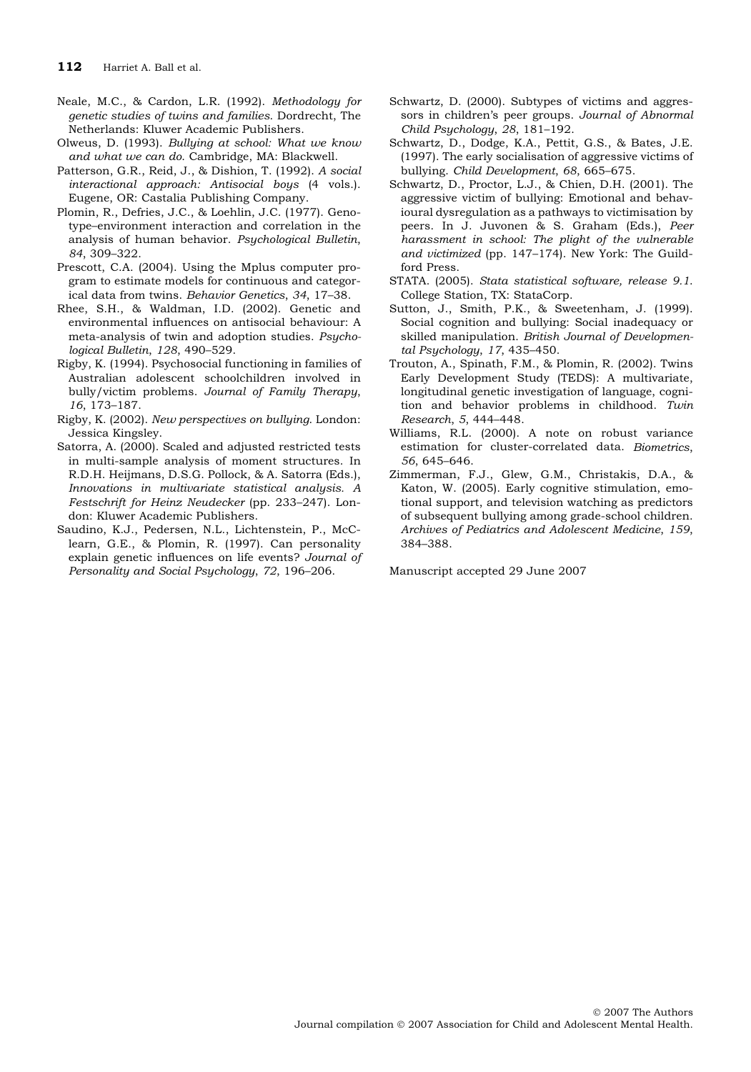Neale, M.C., & Cardon, L.R. (1992). *Methodology for genetic studies of twins and families*. Dordrecht, The Netherlands: Kluwer Academic Publishers.

Olweus, D. (1993). *Bullying at school: What we know and what we can do*. Cambridge, MA: Blackwell.

Patterson, G.R., Reid, J., & Dishion, T. (1992). *A social interactional approach: Antisocial boys* (4 vols.). Eugene, OR: Castalia Publishing Company.

Plomin, R., Defries, J.C., & Loehlin, J.C. (1977). Genotype–environment interaction and correlation in the analysis of human behavior. *Psychological Bulletin*, *84*, 309–322.

Prescott, C.A. (2004). Using the Mplus computer program to estimate models for continuous and categorical data from twins. *Behavior Genetics*, *34*, 17–38.

Rhee, S.H., & Waldman, I.D. (2002). Genetic and environmental influences on antisocial behaviour: A meta-analysis of twin and adoption studies. *Psychological Bulletin*, *128*, 490–529.

Rigby, K. (1994). Psychosocial functioning in families of Australian adolescent schoolchildren involved in bully/victim problems. *Journal of Family Therapy*, *16*, 173–187.

Rigby, K. (2002). *New perspectives on bullying*. London: Jessica Kingsley.

Satorra, A. (2000). Scaled and adjusted restricted tests in multi-sample analysis of moment structures. In R.D.H. Heijmans, D.S.G. Pollock, & A. Satorra (Eds.), *Innovations in multivariate statistical analysis. A Festschrift for Heinz Neudecker* (pp. 233–247). London: Kluwer Academic Publishers.

Saudino, K.J., Pedersen, N.L., Lichtenstein, P., McClearn, G.E., & Plomin, R. (1997). Can personality explain genetic influences on life events? *Journal of Personality and Social Psychology*, *72*, 196–206.

Schwartz, D. (2000). Subtypes of victims and aggressors in children's peer groups. *Journal of Abnormal Child Psychology*, *28*, 181–192.

Schwartz, D., Dodge, K.A., Pettit, G.S., & Bates, J.E. (1997). The early socialisation of aggressive victims of bullying. *Child Development*, *68*, 665–675.

Schwartz, D., Proctor, L.J., & Chien, D.H. (2001). The aggressive victim of bullying: Emotional and behavioural dysregulation as a pathways to victimisation by peers. In J. Juvonen & S. Graham (Eds.), *Peer harassment in school: The plight of the vulnerable and victimized* (pp. 147–174). New York: The Guildford Press.

STATA. (2005). *Stata statistical software, release 9.1*. College Station, TX: StataCorp.

Sutton, J., Smith, P.K., & Sweetenham, J. (1999). Social cognition and bullying: Social inadequacy or skilled manipulation. *British Journal of Developmental Psychology*, *17*, 435–450.

Trouton, A., Spinath, F.M., & Plomin, R. (2002). Twins Early Development Study (TEDS): A multivariate, longitudinal genetic investigation of language, cognition and behavior problems in childhood. *Twin Research*, *5*, 444–448.

Williams, R.L. (2000). A note on robust variance estimation for cluster-correlated data. *Biometrics*, *56*, 645–646.

Zimmerman, F.J., Glew, G.M., Christakis, D.A., & Katon, W. (2005). Early cognitive stimulation, emotional support, and television watching as predictors of subsequent bullying among grade-school children. *Archives of Pediatrics and Adolescent Medicine*, *159*, 384–388.

Manuscript accepted 29 June 2007